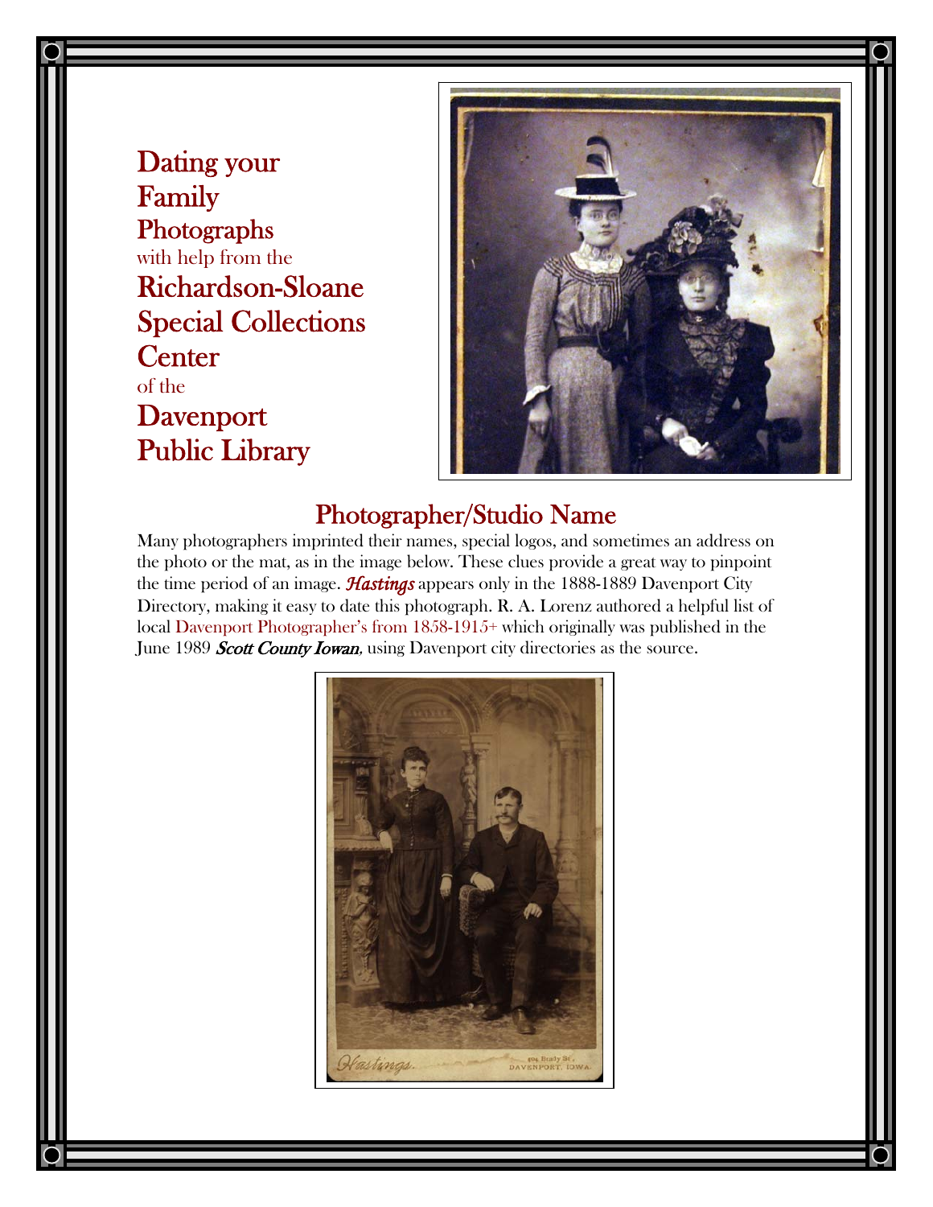# Dating your Family Photographs

with help from the

# Richardson-Sloane Special Collections Center

of the

# Davenport Public Library

## Photographer/Studio Name

Many photographers imprinted their names, special logos, and sometimes an address on the photo or the mat, as in the image below. These clues provide a great way to pinpoint the time period of an image. ***Hastings*** appears only in the 1888-1889 Davenport City Directory, making it easy to date this photograph. R. A. Lorenz authored a helpful list of local Davenport Photographer's from 1858-1915+ which originally was published in the June 1989 ***Scott County Iowan***, using Davenport city directories as the source.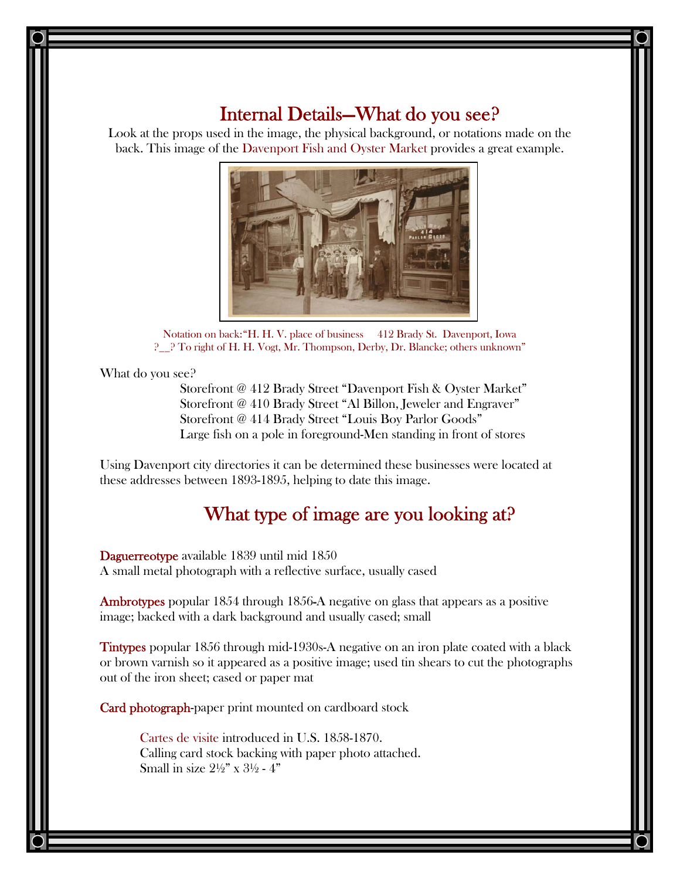## Internal Details—What do you see?

Look at the props used in the image, the physical background, or notations made on the back. This image of the Davenport Fish and Oyster Market provides a great example.

Notation on back: "H. H. V. place of business 412 Brady St. Davenport, Iowa ?__? To right of H. H. Vogt, Mr. Thompson, Derby, Dr. Blancke; others unknown"

What do you see?

Storefront @ 412 Brady Street "Davenport Fish & Oyster Market"
Storefront @ 410 Brady Street "Al Billon, Jeweler and Engraver"
Storefront @ 414 Brady Street "Louis Boy Parlor Goods"
Large fish on a pole in foreground-Men standing in front of stores

Using Davenport city directories it can be determined these businesses were located at these addresses between 1893-1895, helping to date this image.

## What type of image are you looking at?

**Daguerreotype** available 1839 until mid 1850
A small metal photograph with a reflective surface, usually cased

**Ambrotypes** popular 1854 through 1856-A negative on glass that appears as a positive image; backed with a dark background and usually cased; small

**Tintypes** popular 1856 through mid-1930s-A negative on an iron plate coated with a black or brown varnish so it appeared as a positive image; used tin shears to cut the photographs out of the iron sheet; cased or paper mat

**Card photograph**-paper print mounted on cardboard stock

Cartes de visite introduced in U.S. 1858-1870.
Calling card stock backing with paper photo attached.
Small in size 2½" x 3½ - 4"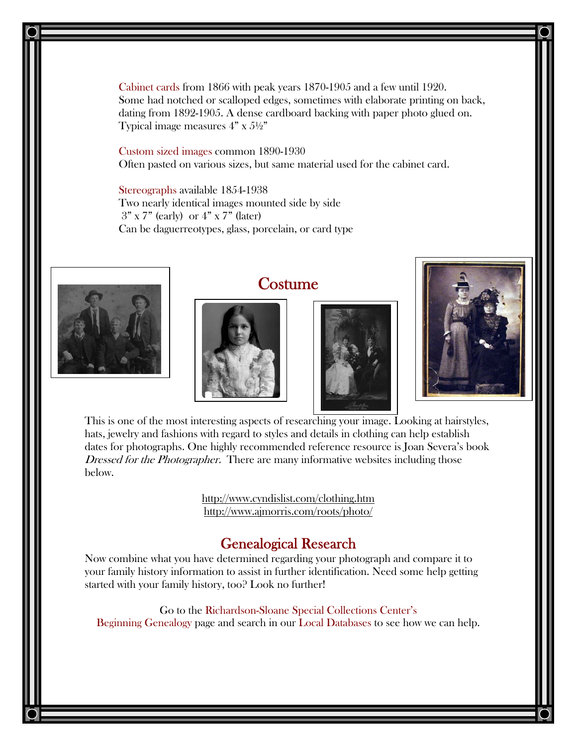Cabinet cards from 1866 with peak years 1870-1905 and a few until 1920.
Some had notched or scalloped edges, sometimes with elaborate printing on back, dating from 1892-1905. A dense cardboard backing with paper photo glued on.
Typical image measures 4" x 5½"

Custom sized images common 1890-1930
Often pasted on various sizes, but same material used for the cabinet card.

Stereographs available 1854-1938
Two nearly identical images mounted side by side
3" x 7" (early) or 4" x 7" (later)
Can be daguerreotypes, glass, porcelain, or card type

## Costume

This is one of the most interesting aspects of researching your image. Looking at hairstyles, hats, jewelry and fashions with regard to styles and details in clothing can help establish dates for photographs. One highly recommended reference resource is Joan Severa's book *Dressed for the Photographer.* There are many informative websites including those below.

http://www.cyndislist.com/clothing.htm
http://www.ajmorris.com/roots/photo/

## Genealogical Research

Now combine what you have determined regarding your photograph and compare it to your family history information to assist in further identification. Need some help getting started with your family history, too? Look no further!

Go to the Richardson-Sloane Special Collections Center's Beginning Genealogy page and search in our Local Databases to see how we can help.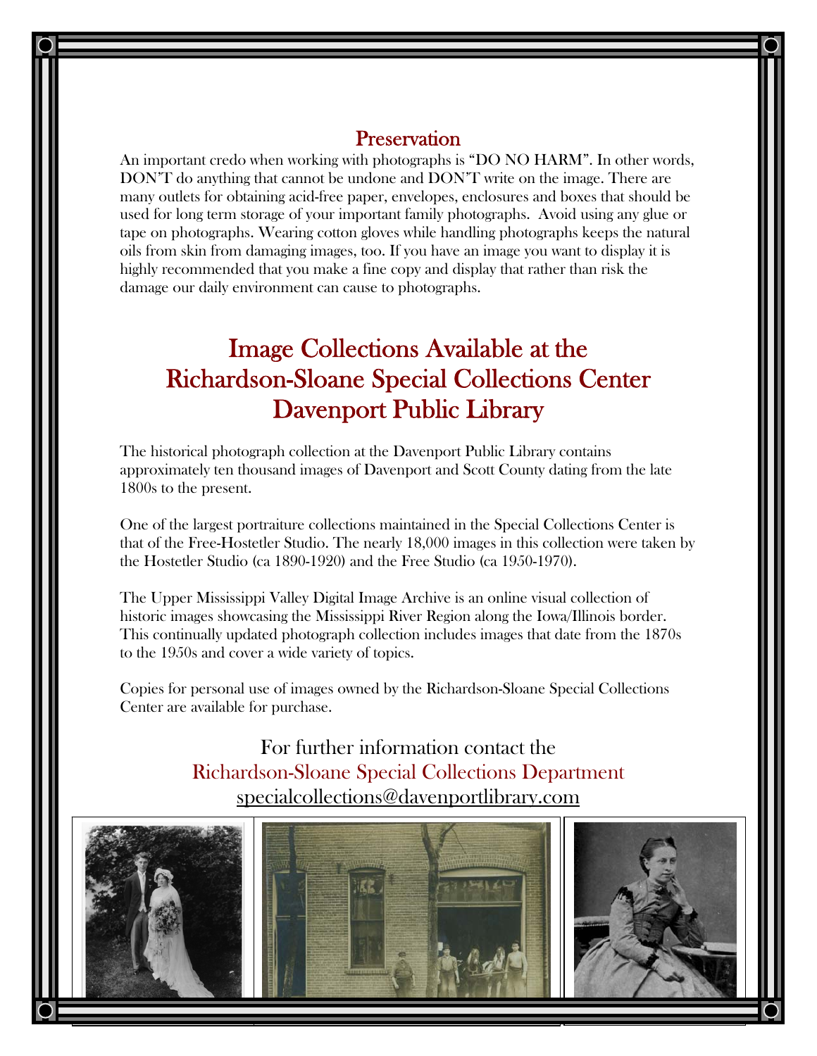## Preservation

An important credo when working with photographs is "DO NO HARM". In other words, DON'T do anything that cannot be undone and DON'T write on the image. There are many outlets for obtaining acid-free paper, envelopes, enclosures and boxes that should be used for long term storage of your important family photographs. Avoid using any glue or tape on photographs. Wearing cotton gloves while handling photographs keeps the natural oils from skin from damaging images, too. If you have an image you want to display it is highly recommended that you make a fine copy and display that rather than risk the damage our daily environment can cause to photographs.

# Image Collections Available at the Richardson-Sloane Special Collections Center Davenport Public Library

The historical photograph collection at the Davenport Public Library contains approximately ten thousand images of Davenport and Scott County dating from the late 1800s to the present.

One of the largest portraiture collections maintained in the Special Collections Center is that of the Free-Hostetler Studio. The nearly 18,000 images in this collection were taken by the Hostetler Studio (ca 1890-1920) and the Free Studio (ca 1950-1970).

The Upper Mississippi Valley Digital Image Archive is an online visual collection of historic images showcasing the Mississippi River Region along the Iowa/Illinois border. This continually updated photograph collection includes images that date from the 1870s to the 1950s and cover a wide variety of topics.

Copies for personal use of images owned by the Richardson-Sloane Special Collections Center are available for purchase.

For further information contact the
Richardson-Sloane Special Collections Department
specialcollections@davenportlibrary.com